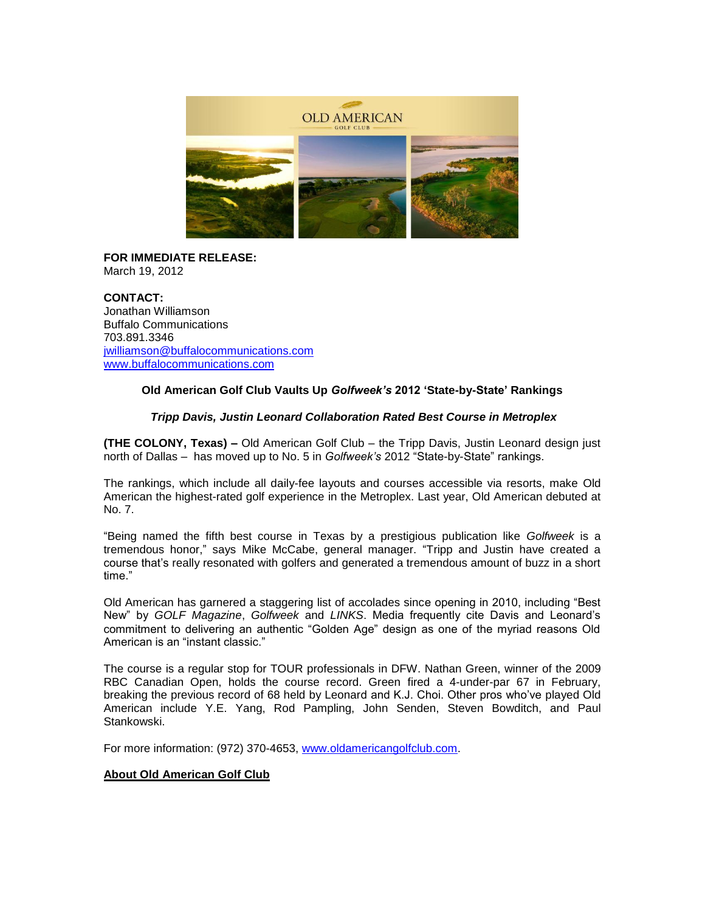**FOR IMMEDIATE RELEASE:**
March 19, 2012

**CONTACT:**
Jonathan Williamson
Buffalo Communications
703.891.3346
jwilliamson@buffalocommunications.com
www.buffalocommunications.com

**Old American Golf Club Vaults Up *Golfweek's* 2012 'State-by-State' Rankings**

***Tripp Davis, Justin Leonard Collaboration Rated Best Course in Metroplex***

**(THE COLONY, Texas) –** Old American Golf Club – the Tripp Davis, Justin Leonard design just north of Dallas – has moved up to No. 5 in *Golfweek's* 2012 "State-by-State" rankings.

The rankings, which include all daily-fee layouts and courses accessible via resorts, make Old American the highest-rated golf experience in the Metroplex. Last year, Old American debuted at No. 7.

"Being named the fifth best course in Texas by a prestigious publication like *Golfweek* is a tremendous honor," says Mike McCabe, general manager. "Tripp and Justin have created a course that's really resonated with golfers and generated a tremendous amount of buzz in a short time."

Old American has garnered a staggering list of accolades since opening in 2010, including "Best New" by *GOLF Magazine*, *Golfweek* and *LINKS*. Media frequently cite Davis and Leonard's commitment to delivering an authentic "Golden Age" design as one of the myriad reasons Old American is an "instant classic."

The course is a regular stop for TOUR professionals in DFW. Nathan Green, winner of the 2009 RBC Canadian Open, holds the course record. Green fired a 4-under-par 67 in February, breaking the previous record of 68 held by Leonard and K.J. Choi. Other pros who've played Old American include Y.E. Yang, Rod Pampling, John Senden, Steven Bowditch, and Paul Stankowski.

For more information: (972) 370-4653, www.oldamericangolfclub.com.

**About Old American Golf Club**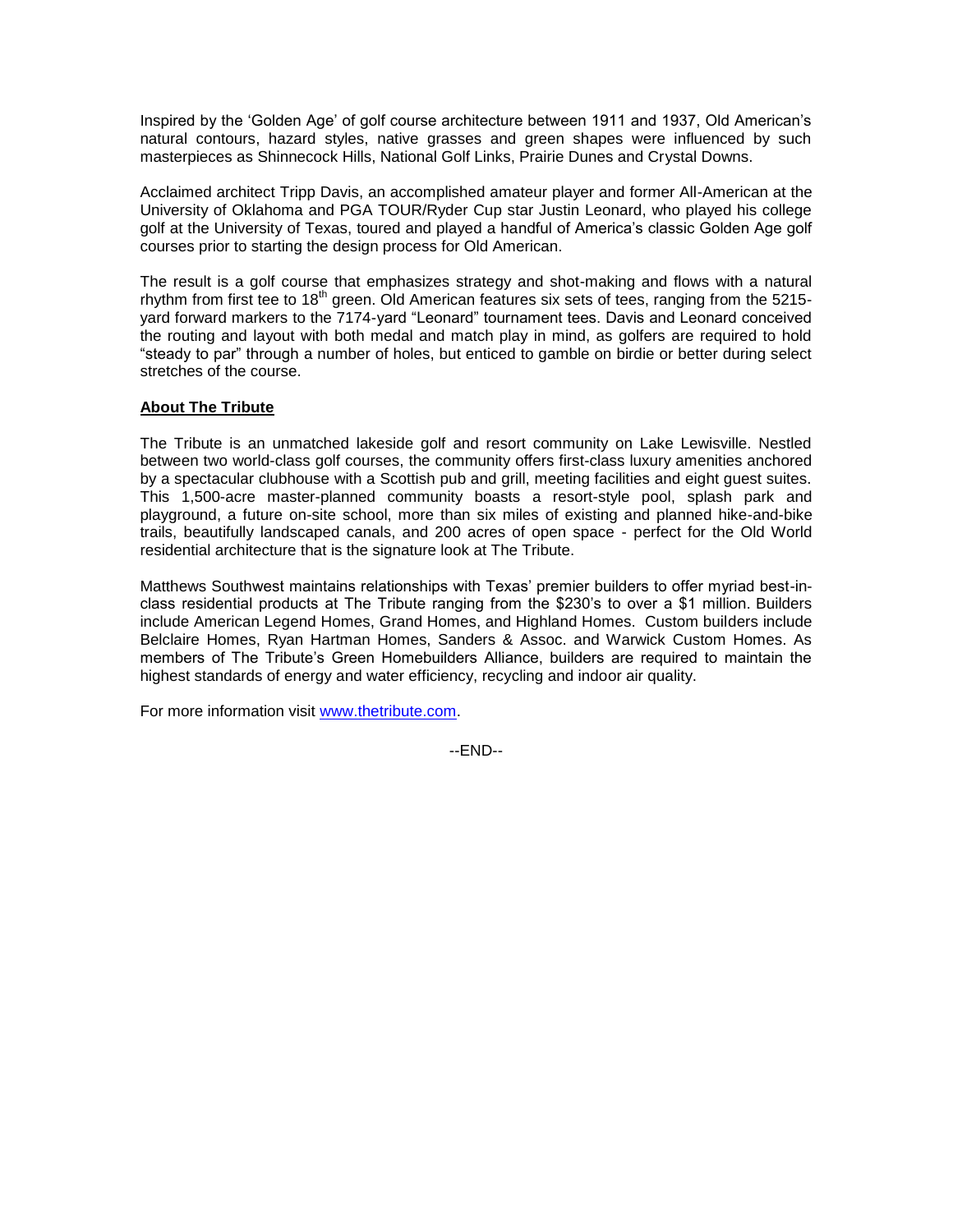Inspired by the 'Golden Age' of golf course architecture between 1911 and 1937, Old American's natural contours, hazard styles, native grasses and green shapes were influenced by such masterpieces as Shinnecock Hills, National Golf Links, Prairie Dunes and Crystal Downs.

Acclaimed architect Tripp Davis, an accomplished amateur player and former All-American at the University of Oklahoma and PGA TOUR/Ryder Cup star Justin Leonard, who played his college golf at the University of Texas, toured and played a handful of America's classic Golden Age golf courses prior to starting the design process for Old American.

The result is a golf course that emphasizes strategy and shot-making and flows with a natural rhythm from first tee to 18th green. Old American features six sets of tees, ranging from the 5215-yard forward markers to the 7174-yard "Leonard" tournament tees. Davis and Leonard conceived the routing and layout with both medal and match play in mind, as golfers are required to hold "steady to par" through a number of holes, but enticed to gamble on birdie or better during select stretches of the course.

**About The Tribute**

The Tribute is an unmatched lakeside golf and resort community on Lake Lewisville. Nestled between two world-class golf courses, the community offers first-class luxury amenities anchored by a spectacular clubhouse with a Scottish pub and grill, meeting facilities and eight guest suites. This 1,500-acre master-planned community boasts a resort-style pool, splash park and playground, a future on-site school, more than six miles of existing and planned hike-and-bike trails, beautifully landscaped canals, and 200 acres of open space - perfect for the Old World residential architecture that is the signature look at The Tribute.

Matthews Southwest maintains relationships with Texas' premier builders to offer myriad best-in-class residential products at The Tribute ranging from the $230's to over a $1 million. Builders include American Legend Homes, Grand Homes, and Highland Homes. Custom builders include Belclaire Homes, Ryan Hartman Homes, Sanders & Assoc. and Warwick Custom Homes. As members of The Tribute's Green Homebuilders Alliance, builders are required to maintain the highest standards of energy and water efficiency, recycling and indoor air quality.

For more information visit www.thetribute.com.

--END--